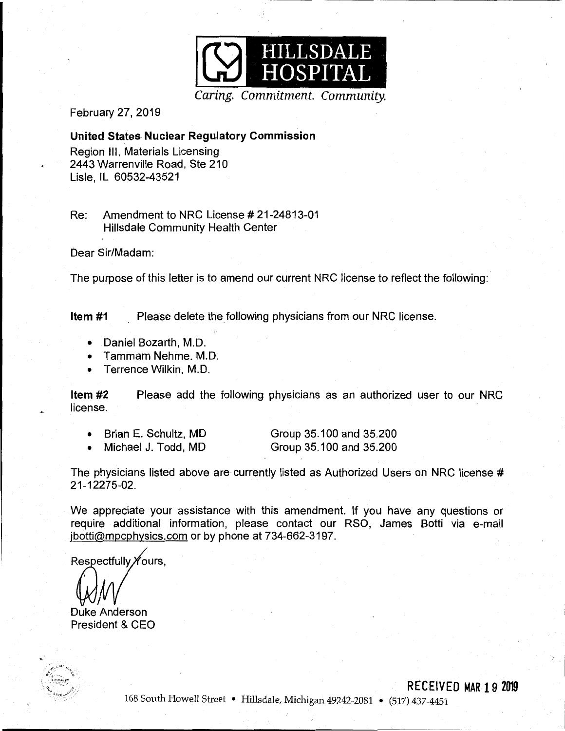HILLSDALE HOSPITAL

*Caring. Commitment. Community.*

February 27, 2019

**United States Nuclear Regulatory Commission**
Region III, Materials Licensing
2443 Warrenville Road, Ste 210
Lisle, IL 60532-43521

Re: Amendment to NRC License # 21-24813-01
Hillsdale Community Health Center

Dear Sir/Madam:

The purpose of this letter is to amend our current NRC license to reflect the following:

**Item #1** Please delete the following physicians from our NRC license.

- Daniel Bozarth, M.D.
- Tammam Nehme. M.D.
- Terrence Wilkin, M.D.

**Item #2** Please add the following physicians as an authorized user to our NRC license.

- Brian E. Schultz, MD — Group 35.100 and 35.200
- Michael J. Todd, MD — Group 35.100 and 35.200

The physicians listed above are currently listed as Authorized Users on NRC license # 21-12275-02.

We appreciate your assistance with this amendment. If you have any questions or require additional information, please contact our RSO, James Botti via e-mail jbotti@mpcphysics.com or by phone at 734-662-3197.

Respectfully Yours,

Duke Anderson
President & CEO

RECEIVED MAR 19 2019

168 South Howell Street • Hillsdale, Michigan 49242-2081 • (517) 437-4451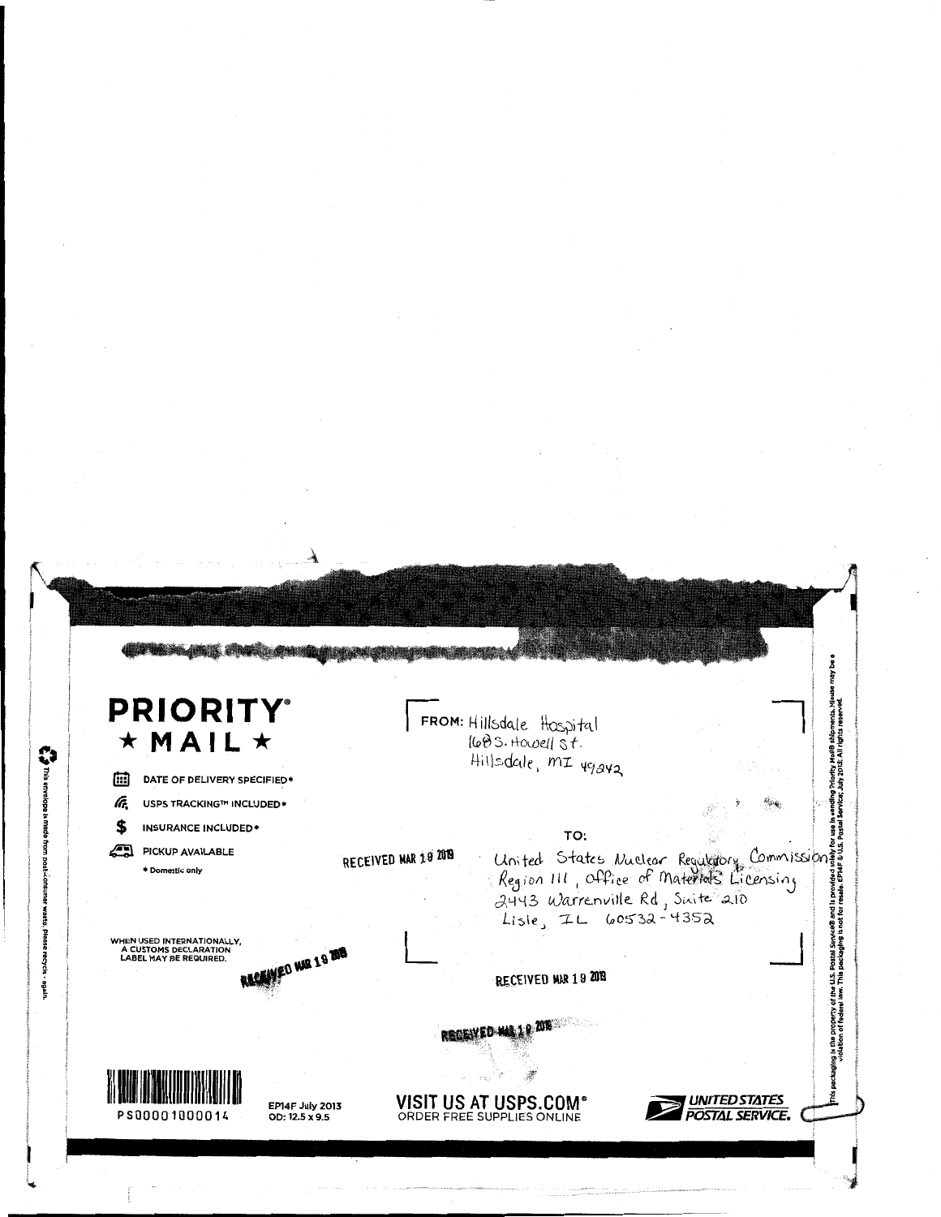**PRIORITY®**
**★ MAIL ★**

- DATE OF DELIVERY SPECIFIED*
- USPS TRACKING™ INCLUDED*
- INSURANCE INCLUDED*
- PICKUP AVAILABLE

\* Domestic only

WHEN USED INTERNATIONALLY, A CUSTOMS DECLARATION LABEL MAY BE REQUIRED.

FROM: Hillsdale Hospital
168 S. Howell St.
Hillsdale, MI 49242

TO:
United States Nuclear Regulatory Commission
Region III, Office of Materials Licensing
2443 Warrenville Rd, Suite 210
Lisle, IL 60532-4352

RECEIVED MAR 19 2019

RECEIVED MAR 19 2019

RECEIVED MAR 19 2019

RECEIVED MAR 19 2019

PS00001000014

EP14F July 2013
OD: 12.5 x 9.5

VISIT US AT USPS.COM®
ORDER FREE SUPPLIES ONLINE

UNITED STATES POSTAL SERVICE.

This envelope is made from post-consumer waste. Please recycle - again.

This packaging is the property of the U.S. Postal Service® and is provided solely for use in sending Priority Mail® shipments. Misuse may be a violation of federal law. This packaging is not for resale. EP14F © U.S. Postal Service; July 2013; All rights reserved.